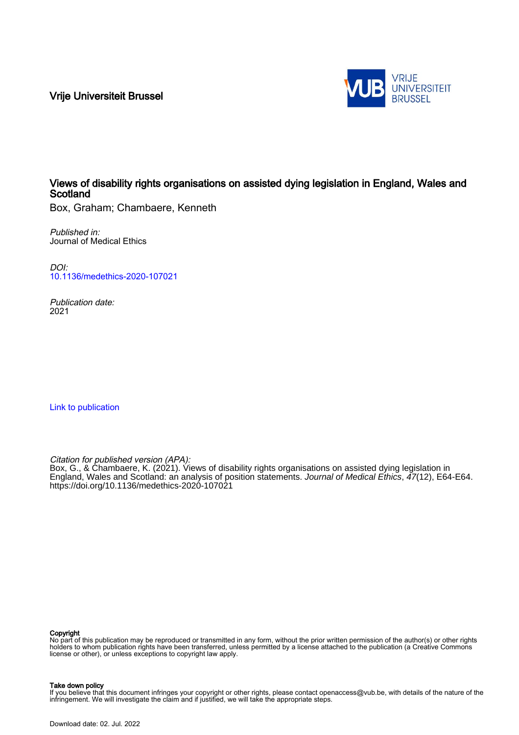Vrije Universiteit Brussel

# Views of disability rights organisations on assisted dying legislation in England, Wales and Scotland

Box, Graham; Chambaere, Kenneth

*Published in:*
Journal of Medical Ethics

*DOI:*
10.1136/medethics-2020-107021

*Publication date:*
2021

Link to publication

*Citation for published version (APA):*
Box, G., & Chambaere, K. (2021). Views of disability rights organisations on assisted dying legislation in England, Wales and Scotland: an analysis of position statements. *Journal of Medical Ethics*, *47*(12), E64-E64. https://doi.org/10.1136/medethics-2020-107021

**Copyright**
No part of this publication may be reproduced or transmitted in any form, without the prior written permission of the author(s) or other rights holders to whom publication rights have been transferred, unless permitted by a license attached to the publication (a Creative Commons license or other), or unless exceptions to copyright law apply.

**Take down policy**
If you believe that this document infringes your copyright or other rights, please contact openaccess@vub.be, with details of the nature of the infringement. We will investigate the claim and if justified, we will take the appropriate steps.

Download date: 02. Jul. 2022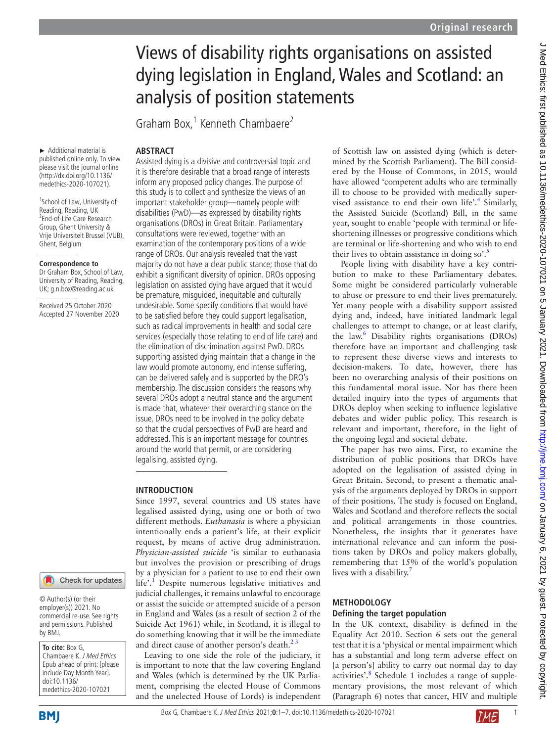# Views of disability rights organisations on assisted dying legislation in England, Wales and Scotland: an analysis of position statements

Graham Box,[1] Kenneth Chambaere[2]

► Additional material is published online only. To view please visit the journal online (http://dx.doi.org/10.1136/medethics-2020-107021).

[1]School of Law, University of Reading, Reading, UK
[2]End-of-Life Care Research Group, Ghent University & Vrije Universiteit Brussel (VUB), Ghent, Belgium

**Correspondence to**
Dr Graham Box, School of Law, University of Reading, Reading, UK; g.n.box@reading.ac.uk

Received 25 October 2020
Accepted 27 November 2020

© Author(s) (or their employer(s)) 2021. No commercial re-use. See rights and permissions. Published by BMJ.

**To cite:** Box G, Chambaere K. *J Med Ethics* Epub ahead of print: [please include Day Month Year]. doi:10.1136/medethics-2020-107021

## ABSTRACT

Assisted dying is a divisive and controversial topic and it is therefore desirable that a broad range of interests inform any proposed policy changes. The purpose of this study is to collect and synthesize the views of an important stakeholder group—namely people with disabilities (PwD)—as expressed by disability rights organisations (DROs) in Great Britain. Parliamentary consultations were reviewed, together with an examination of the contemporary positions of a wide range of DROs. Our analysis revealed that the vast majority do not have a clear public stance; those that do exhibit a significant diversity of opinion. DROs opposing legislation on assisted dying have argued that it would be premature, misguided, inequitable and culturally undesirable. Some specify conditions that would have to be satisfied before they could support legalisation, such as radical improvements in health and social care services (especially those relating to end of life care) and the elimination of discrimination against PwD. DROs supporting assisted dying maintain that a change in the law would promote autonomy, end intense suffering, can be delivered safely and is supported by the DRO's membership. The discussion considers the reasons why several DROs adopt a neutral stance and the argument is made that, whatever their overarching stance on the issue, DROs need to be involved in the policy debate so that the crucial perspectives of PwD are heard and addressed. This is an important message for countries around the world that permit, or are considering legalising, assisted dying.

## INTRODUCTION

Since 1997, several countries and US states have legalised assisted dying, using one or both of two different methods. *Euthanasia* is where a physician intentionally ends a patient's life, at their explicit request, by means of active drug administration. *Physician-assisted suicide* 'is similar to euthanasia but involves the provision or prescribing of drugs by a physician for a patient to use to end their own life'.[1] Despite numerous legislative initiatives and judicial challenges, it remains unlawful to encourage or assist the suicide or attempted suicide of a person in England and Wales (as a result of section 2 of the Suicide Act 1961) while, in Scotland, it is illegal to do something knowing that it will be the immediate and direct cause of another person's death.[2,3]

Leaving to one side the role of the judiciary, it is important to note that the law covering England and Wales (which is determined by the UK Parliament, comprising the elected House of Commons and the unelected House of Lords) is independent of Scottish law on assisted dying (which is determined by the Scottish Parliament). The Bill considered by the House of Commons, in 2015, would have allowed 'competent adults who are terminally ill to choose to be provided with medically supervised assistance to end their own life'.[4] Similarly, the Assisted Suicide (Scotland) Bill, in the same year, sought to enable 'people with terminal or life-shortening illnesses or progressive conditions which are terminal or life-shortening and who wish to end their lives to obtain assistance in doing so'.[5]

People living with disability have a key contribution to make to these Parliamentary debates. Some might be considered particularly vulnerable to abuse or pressure to end their lives prematurely. Yet many people with a disability support assisted dying and, indeed, have initiated landmark legal challenges to attempt to change, or at least clarify, the law.[6] Disability rights organisations (DROs) therefore have an important and challenging task to represent these diverse views and interests to decision-makers. To date, however, there has been no overarching analysis of their positions on this fundamental moral issue. Nor has there been detailed inquiry into the types of arguments that DROs deploy when seeking to influence legislative debates and wider public policy. This research is relevant and important, therefore, in the light of the ongoing legal and societal debate.

The paper has two aims. First, to examine the distribution of public positions that DROs have adopted on the legalisation of assisted dying in Great Britain. Second, to present a thematic analysis of the arguments deployed by DROs in support of their positions. The study is focused on England, Wales and Scotland and therefore reflects the social and political arrangements in those countries. Nonetheless, the insights that it generates have international relevance and can inform the positions taken by DROs and policy makers globally, remembering that 15% of the world's population lives with a disability.[7]

## METHODOLOGY

### Defining the target population

In the UK context, disability is defined in the Equality Act 2010. Section 6 sets out the general test that it is a 'physical or mental impairment which has a substantial and long term adverse effect on [a person's] ability to carry out normal day to day activities'.[8] Schedule 1 includes a range of supplementary provisions, the most relevant of which (Paragraph 6) notes that cancer, HIV and multiple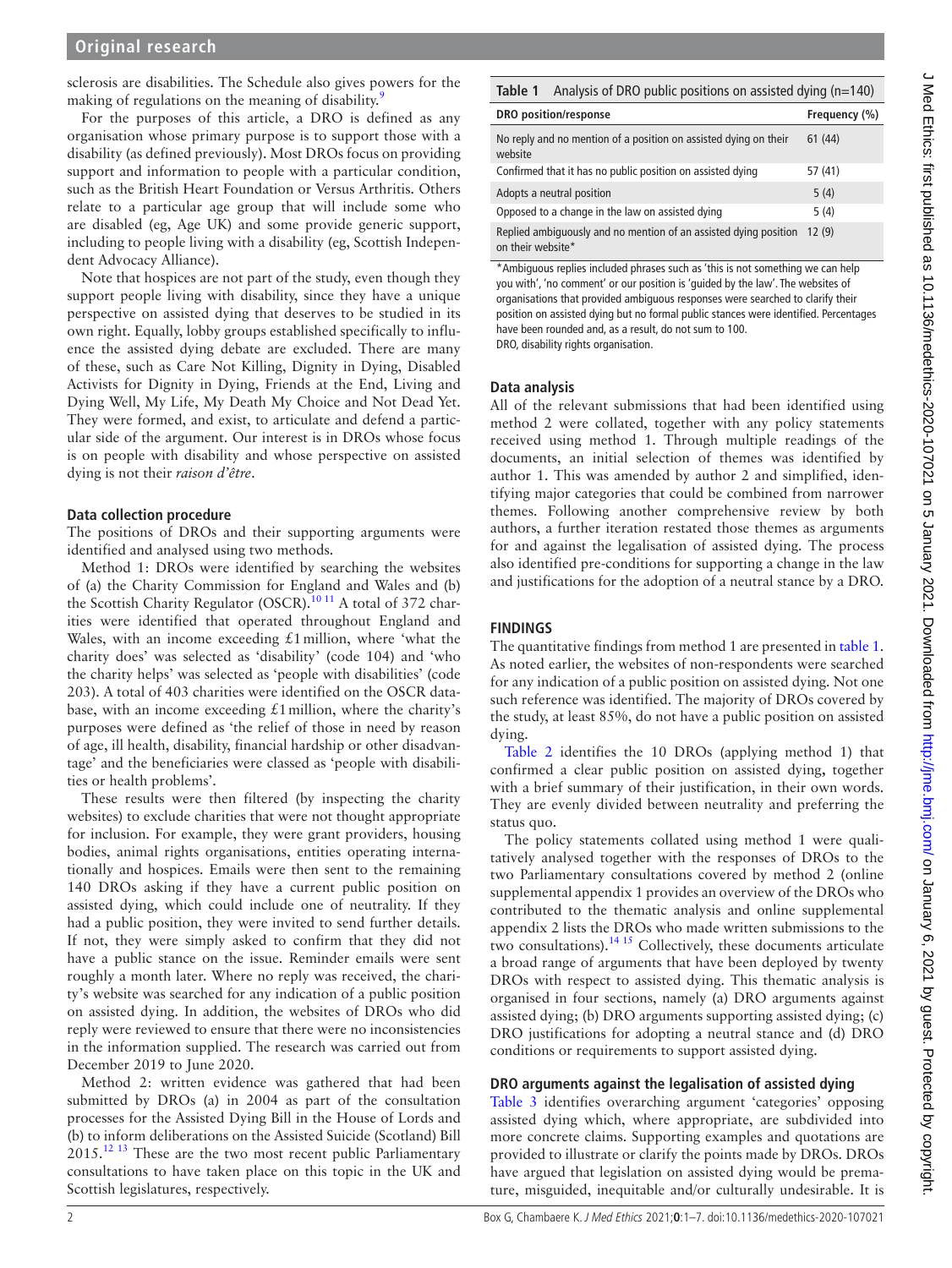sclerosis are disabilities. The Schedule also gives powers for the making of regulations on the meaning of disability.[9]

For the purposes of this article, a DRO is defined as any organisation whose primary purpose is to support those with a disability (as defined previously). Most DROs focus on providing support and information to people with a particular condition, such as the British Heart Foundation or Versus Arthritis. Others relate to a particular age group that will include some who are disabled (eg, Age UK) and some provide generic support, including to people living with a disability (eg, Scottish Independent Advocacy Alliance).

Note that hospices are not part of the study, even though they support people living with disability, since they have a unique perspective on assisted dying that deserves to be studied in its own right. Equally, lobby groups established specifically to influence the assisted dying debate are excluded. There are many of these, such as Care Not Killing, Dignity in Dying, Disabled Activists for Dignity in Dying, Friends at the End, Living and Dying Well, My Life, My Death My Choice and Not Dead Yet. They were formed, and exist, to articulate and defend a particular side of the argument. Our interest is in DROs whose focus is on people with disability and whose perspective on assisted dying is not their *raison d'être*.

### Data collection procedure

The positions of DROs and their supporting arguments were identified and analysed using two methods.

Method 1: DROs were identified by searching the websites of (a) the Charity Commission for England and Wales and (b) the Scottish Charity Regulator (OSCR).[10,11] A total of 372 charities were identified that operated throughout England and Wales, with an income exceeding £1 million, where 'what the charity does' was selected as 'disability' (code 104) and 'who the charity helps' was selected as 'people with disabilities' (code 203). A total of 403 charities were identified on the OSCR database, with an income exceeding £1 million, where the charity's purposes were defined as 'the relief of those in need by reason of age, ill health, disability, financial hardship or other disadvantage' and the beneficiaries were classed as 'people with disabilities or health problems'.

These results were then filtered (by inspecting the charity websites) to exclude charities that were not thought appropriate for inclusion. For example, they were grant providers, housing bodies, animal rights organisations, entities operating internationally and hospices. Emails were then sent to the remaining 140 DROs asking if they have a current public position on assisted dying, which could include one of neutrality. If they had a public position, they were invited to send further details. If not, they were simply asked to confirm that they did not have a public stance on the issue. Reminder emails were sent roughly a month later. Where no reply was received, the charity's website was searched for any indication of a public position on assisted dying. In addition, the websites of DROs who did reply were reviewed to ensure that there were no inconsistencies in the information supplied. The research was carried out from December 2019 to June 2020.

Method 2: written evidence was gathered that had been submitted by DROs (a) in 2004 as part of the consultation processes for the Assisted Dying Bill in the House of Lords and (b) to inform deliberations on the Assisted Suicide (Scotland) Bill 2015.[12,13] These are the two most recent public Parliamentary consultations to have taken place on this topic in the UK and Scottish legislatures, respectively.

**Table 1** Analysis of DRO public positions on assisted dying (n=140)

| DRO position/response | Frequency (%) |
|---|---|
| No reply and no mention of a position on assisted dying on their website | 61 (44) |
| Confirmed that it has no public position on assisted dying | 57 (41) |
| Adopts a neutral position | 5 (4) |
| Opposed to a change in the law on assisted dying | 5 (4) |
| Replied ambiguously and no mention of an assisted dying position on their website* | 12 (9) |

*Ambiguous replies included phrases such as 'this is not something we can help you with', 'no comment' or our position is 'guided by the law'. The websites of organisations that provided ambiguous responses were searched to clarify their position on assisted dying but no formal public stances were identified. Percentages have been rounded and, as a result, do not sum to 100.
DRO, disability rights organisation.

### Data analysis

All of the relevant submissions that had been identified using method 2 were collated, together with any policy statements received using method 1. Through multiple readings of the documents, an initial selection of themes was identified by author 1. This was amended by author 2 and simplified, identifying major categories that could be combined from narrower themes. Following another comprehensive review by both authors, a further iteration restated those themes as arguments for and against the legalisation of assisted dying. The process also identified pre-conditions for supporting a change in the law and justifications for the adoption of a neutral stance by a DRO.

## FINDINGS

The quantitative findings from method 1 are presented in table 1. As noted earlier, the websites of non-respondents were searched for any indication of a public position on assisted dying. Not one such reference was identified. The majority of DROs covered by the study, at least 85%, do not have a public position on assisted dying.

Table 2 identifies the 10 DROs (applying method 1) that confirmed a clear public position on assisted dying, together with a brief summary of their justification, in their own words. They are evenly divided between neutrality and preferring the status quo.

The policy statements collated using method 1 were qualitatively analysed together with the responses of DROs to the two Parliamentary consultations covered by method 2 (online supplemental appendix 1 provides an overview of the DROs who contributed to the thematic analysis and online supplemental appendix 2 lists the DROs who made written submissions to the two consultations).[14,15] Collectively, these documents articulate a broad range of arguments that have been deployed by twenty DROs with respect to assisted dying. This thematic analysis is organised in four sections, namely (a) DRO arguments against assisted dying; (b) DRO arguments supporting assisted dying; (c) DRO justifications for adopting a neutral stance and (d) DRO conditions or requirements to support assisted dying.

### DRO arguments against the legalisation of assisted dying

Table 3 identifies overarching argument 'categories' opposing assisted dying which, where appropriate, are subdivided into more concrete claims. Supporting examples and quotations are provided to illustrate or clarify the points made by DROs. DROs have argued that legislation on assisted dying would be premature, misguided, inequitable and/or culturally undesirable. It is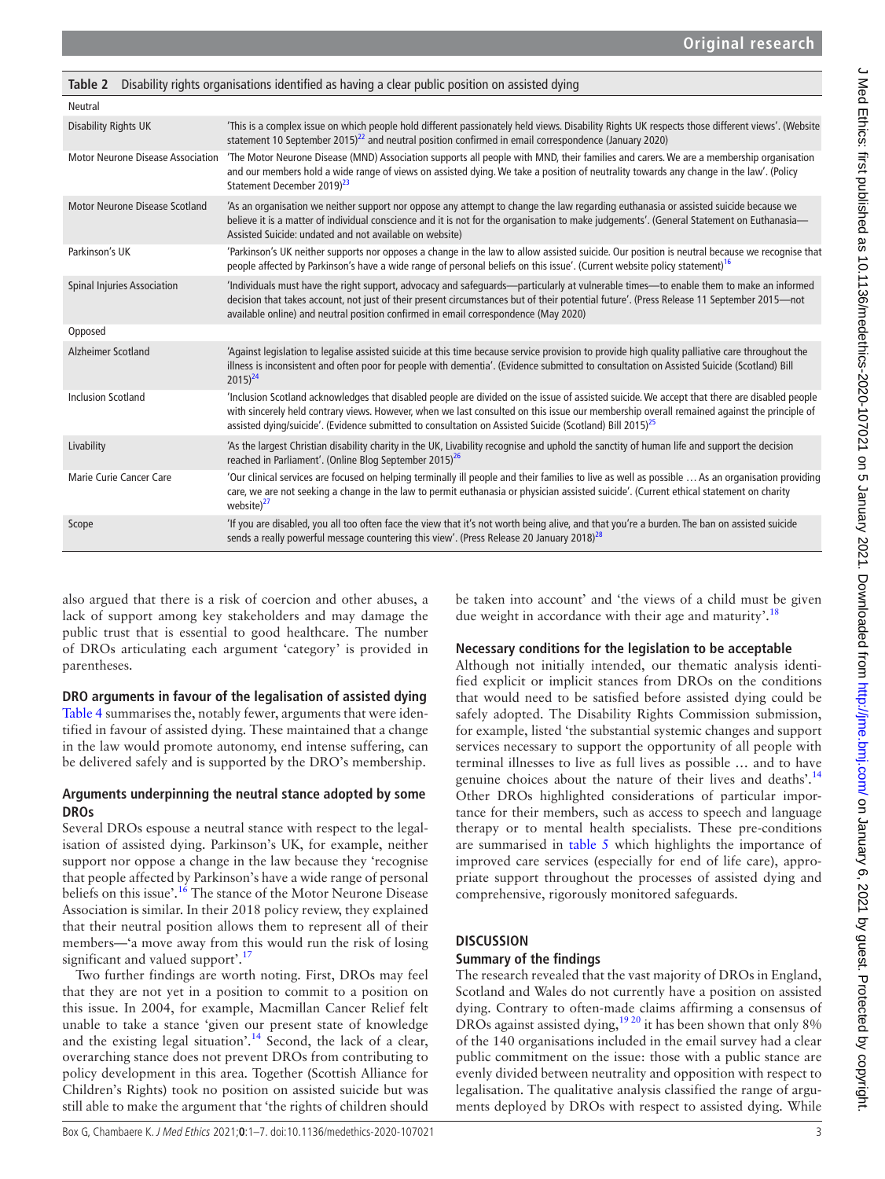**Table 2** Disability rights organisations identified as having a clear public position on assisted dying

| | |
|---|---|
| **Neutral** | |
| Disability Rights UK | 'This is a complex issue on which people hold different passionately held views. Disability Rights UK respects those different views'. (Website statement 10 September 2015)[22] and neutral position confirmed in email correspondence (January 2020) |
| Motor Neurone Disease Association | 'The Motor Neurone Disease (MND) Association supports all people with MND, their families and carers. We are a membership organisation and our members hold a wide range of views on assisted dying. We take a position of neutrality towards any change in the law'. (Policy Statement December 2019)[23] |
| Motor Neurone Disease Scotland | 'As an organisation we neither support nor oppose any attempt to change the law regarding euthanasia or assisted suicide because we believe it is a matter of individual conscience and it is not for the organisation to make judgements'. (General Statement on Euthanasia—Assisted Suicide: undated and not available on website) |
| Parkinson's UK | 'Parkinson's UK neither supports nor opposes a change in the law to allow assisted suicide. Our position is neutral because we recognise that people affected by Parkinson's have a wide range of personal beliefs on this issue'. (Current website policy statement)[16] |
| Spinal Injuries Association | 'Individuals must have the right support, advocacy and safeguards—particularly at vulnerable times—to enable them to make an informed decision that takes account, not just of their present circumstances but of their potential future'. (Press Release 11 September 2015—not available online) and neutral position confirmed in email correspondence (May 2020) |
| **Opposed** | |
| Alzheimer Scotland | 'Against legislation to legalise assisted suicide at this time because service provision to provide high quality palliative care throughout the illness is inconsistent and often poor for people with dementia'. (Evidence submitted to consultation on Assisted Suicide (Scotland) Bill 2015)[24] |
| Inclusion Scotland | 'Inclusion Scotland acknowledges that disabled people are divided on the issue of assisted suicide. We accept that there are disabled people with sincerely held contrary views. However, when we last consulted on this issue our membership overall remained against the principle of assisted dying/suicide'. (Evidence submitted to consultation on Assisted Suicide (Scotland) Bill 2015)[25] |
| Livability | 'As the largest Christian disability charity in the UK, Livability recognise and uphold the sanctity of human life and support the decision reached in Parliament'. (Online Blog September 2015)[26] |
| Marie Curie Cancer Care | 'Our clinical services are focused on helping terminally ill people and their families to live as well as possible … As an organisation providing care, we are not seeking a change in the law to permit euthanasia or physician assisted suicide'. (Current ethical statement on charity website)[27] |
| Scope | 'If you are disabled, you all too often face the view that it's not worth being alive, and that you're a burden. The ban on assisted suicide sends a really powerful message countering this view'. (Press Release 20 January 2018)[28] |

also argued that there is a risk of coercion and other abuses, a lack of support among key stakeholders and may damage the public trust that is essential to good healthcare. The number of DROs articulating each argument 'category' is provided in parentheses.

### DRO arguments in favour of the legalisation of assisted dying

Table 4 summarises the, notably fewer, arguments that were identified in favour of assisted dying. These maintained that a change in the law would promote autonomy, end intense suffering, can be delivered safely and is supported by the DRO's membership.

### Arguments underpinning the neutral stance adopted by some DROs

Several DROs espouse a neutral stance with respect to the legalisation of assisted dying. Parkinson's UK, for example, neither support nor oppose a change in the law because they 'recognise that people affected by Parkinson's have a wide range of personal beliefs on this issue'.[16] The stance of the Motor Neurone Disease Association is similar. In their 2018 policy review, they explained that their neutral position allows them to represent all of their members—'a move away from this would run the risk of losing significant and valued support'.[17]

Two further findings are worth noting. First, DROs may feel that they are not yet in a position to commit to a position on this issue. In 2004, for example, Macmillan Cancer Relief felt unable to take a stance 'given our present state of knowledge and the existing legal situation'.[14] Second, the lack of a clear, overarching stance does not prevent DROs from contributing to policy development in this area. Together (Scottish Alliance for Children's Rights) took no position on assisted suicide but was still able to make the argument that 'the rights of children should be taken into account' and 'the views of a child must be given due weight in accordance with their age and maturity'.[18]

### Necessary conditions for the legislation to be acceptable

Although not initially intended, our thematic analysis identified explicit or implicit stances from DROs on the conditions that would need to be satisfied before assisted dying could be safely adopted. The Disability Rights Commission submission, for example, listed 'the substantial systemic changes and support services necessary to support the opportunity of all people with terminal illnesses to live as full lives as possible … and to have genuine choices about the nature of their lives and deaths'.[14] Other DROs highlighted considerations of particular importance for their members, such as access to speech and language therapy or to mental health specialists. These pre-conditions are summarised in table 5 which highlights the importance of improved care services (especially for end of life care), appropriate support throughout the processes of assisted dying and comprehensive, rigorously monitored safeguards.

## DISCUSSION

### Summary of the findings

The research revealed that the vast majority of DROs in England, Scotland and Wales do not currently have a position on assisted dying. Contrary to often-made claims affirming a consensus of DROs against assisted dying,[19,20] it has been shown that only 8% of the 140 organisations included in the email survey had a clear public commitment on the issue: those with a public stance are evenly divided between neutrality and opposition with respect to legalisation. The qualitative analysis classified the range of arguments deployed by DROs with respect to assisted dying. While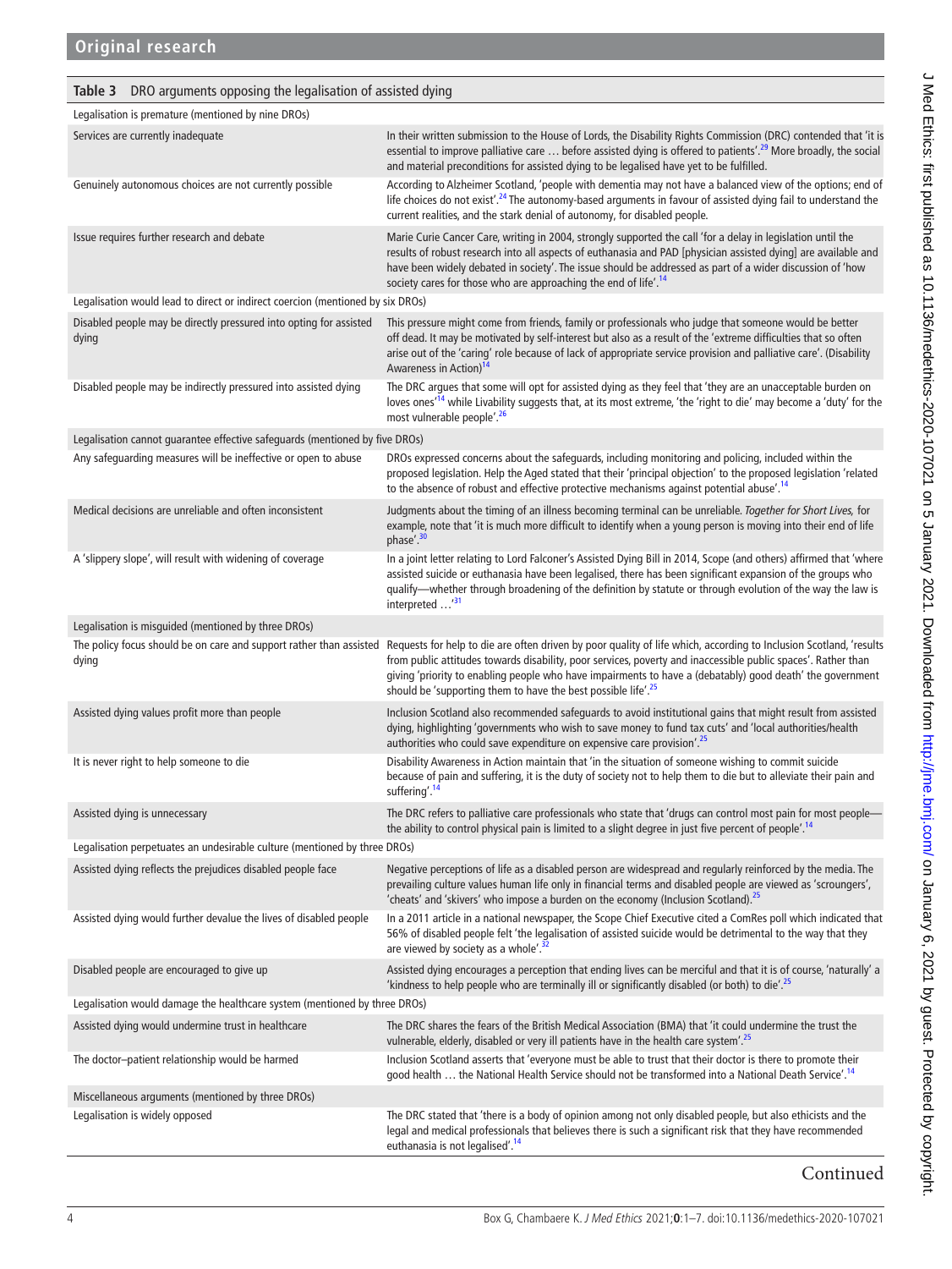**Table 3** DRO arguments opposing the legalisation of assisted dying

| | |
|---|---|
| **Legalisation is premature (mentioned by nine DROs)** | |
| Services are currently inadequate | In their written submission to the House of Lords, the Disability Rights Commission (DRC) contended that 'it is essential to improve palliative care … before assisted dying is offered to patients'.[29] More broadly, the social and material preconditions for assisted dying to be legalised have yet to be fulfilled. |
| Genuinely autonomous choices are not currently possible | According to Alzheimer Scotland, 'people with dementia may not have a balanced view of the options; end of life choices do not exist'.[24] The autonomy-based arguments in favour of assisted dying fail to understand the current realities, and the stark denial of autonomy, for disabled people. |
| Issue requires further research and debate | Marie Curie Cancer Care, writing in 2004, strongly supported the call 'for a delay in legislation until the results of robust research into all aspects of euthanasia and PAD [physician assisted dying] are available and have been widely debated in society'. The issue should be addressed as part of a wider discussion of 'how society cares for those who are approaching the end of life'.[14] |
| **Legalisation would lead to direct or indirect coercion (mentioned by six DROs)** | |
| Disabled people may be directly pressured into opting for assisted dying | This pressure might come from friends, family or professionals who judge that someone would be better off dead. It may be motivated by self-interest but also as a result of the 'extreme difficulties that so often arise out of the 'caring' role because of lack of appropriate service provision and palliative care'. (Disability Awareness in Action)[14] |
| Disabled people may be indirectly pressured into assisted dying | The DRC argues that some will opt for assisted dying as they feel that 'they are an unacceptable burden on loves ones'[14] while Livability suggests that, at its most extreme, the 'right to die' may become a 'duty' for the most vulnerable people'.[26] |
| **Legalisation cannot guarantee effective safeguards (mentioned by five DROs)** | |
| Any safeguarding measures will be ineffective or open to abuse | DROs expressed concerns about the safeguards, including monitoring and policing, included within the proposed legislation. Help the Aged stated that their 'principal objection' to the proposed legislation 'related to the absence of robust and effective protective mechanisms against potential abuse'.[14] |
| Medical decisions are unreliable and often inconsistent | Judgments about the timing of an illness becoming terminal can be unreliable. *Together for Short Lives,* for example, note that 'it is much more difficult to identify when a young person is moving into their end of life phase'.[30] |
| A 'slippery slope', will result with widening of coverage | In a joint letter relating to Lord Falconer's Assisted Dying Bill in 2014, Scope (and others) affirmed that 'where assisted suicide or euthanasia have been legalised, there has been significant expansion of the groups who qualify—whether through broadening of the definition by statute or through evolution of the way the law is interpreted …'[31] |
| **Legalisation is misguided (mentioned by three DROs)** | |
| The policy focus should be on care and support rather than assisted dying | Requests for help to die are often driven by poor quality of life which, according to Inclusion Scotland, 'results from public attitudes towards disability, poor services, poverty and inaccessible public spaces'. Rather than giving 'priority to enabling people who have impairments to have a (debatably) good death' the government should be 'supporting them to have the best possible life'.[25] |
| Assisted dying values profit more than people | Inclusion Scotland also recommended safeguards to avoid institutional gains that might result from assisted dying, highlighting 'governments who wish to save money to fund tax cuts' and 'local authorities/health authorities who could save expenditure on expensive care provision'.[25] |
| It is never right to help someone to die | Disability Awareness in Action maintain that 'in the situation of someone wishing to commit suicide because of pain and suffering, it is the duty of society not to help them to die but to alleviate their pain and suffering'.[14] |
| Assisted dying is unnecessary | The DRC refers to palliative care professionals who state that 'drugs can control most pain for most people—the ability to control physical pain is limited to a slight degree in just five percent of people'.[14] |
| **Legalisation perpetuates an undesirable culture (mentioned by three DROs)** | |
| Assisted dying reflects the prejudices disabled people face | Negative perceptions of life as a disabled person are widespread and regularly reinforced by the media. The prevailing culture values human life only in financial terms and disabled people are viewed as 'scroungers', 'cheats' and 'skivers' who impose a burden on the economy (Inclusion Scotland).[25] |
| Assisted dying would further devalue the lives of disabled people | In a 2011 article in a national newspaper, the Scope Chief Executive cited a ComRes poll which indicated that 56% of disabled people felt 'the legalisation of assisted suicide would be detrimental to the way that they are viewed by society as a whole'.[32] |
| Disabled people are encouraged to give up | Assisted dying encourages a perception that ending lives can be merciful and that it is of course, 'naturally' a 'kindness to help people who are terminally ill or significantly disabled (or both) to die'.[25] |
| **Legalisation would damage the healthcare system (mentioned by three DROs)** | |
| Assisted dying would undermine trust in healthcare | The DRC shares the fears of the British Medical Association (BMA) that 'it could undermine the trust the vulnerable, elderly, disabled or very ill patients have in the health care system'.[25] |
| The doctor–patient relationship would be harmed | Inclusion Scotland asserts that 'everyone must be able to trust that their doctor is there to promote their good health … the National Health Service should not be transformed into a National Death Service'.[14] |
| **Miscellaneous arguments (mentioned by three DROs)** | |
| Legalisation is widely opposed | The DRC stated that 'there is a body of opinion among not only disabled people, but also ethicists and the legal and medical professionals that believes there is such a significant risk that they have recommended euthanasia is not legalised'.[14] |

Continued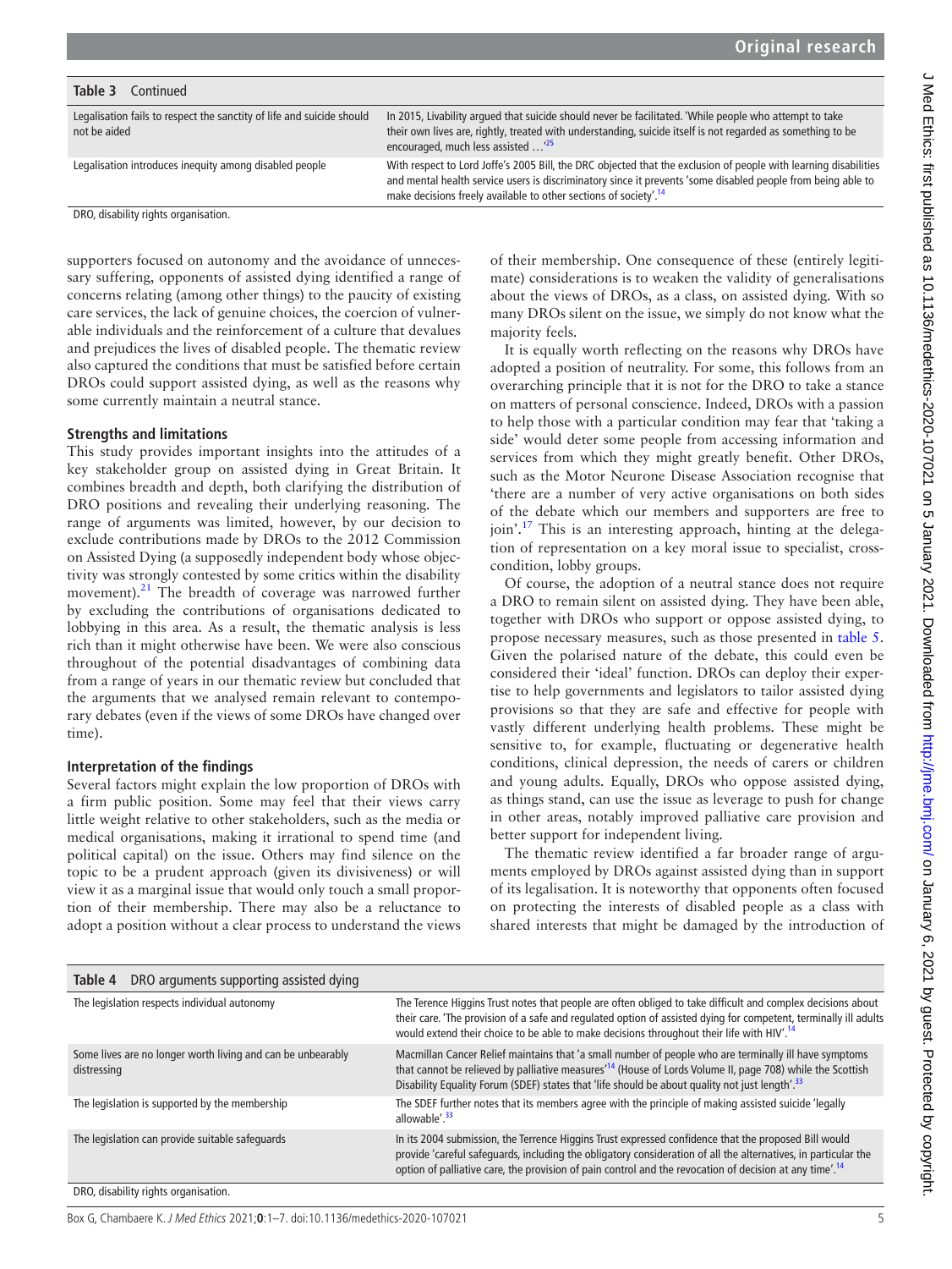**Table 3** Continued

| | |
|---|---|
| Legalisation fails to respect the sanctity of life and suicide should not be aided | In 2015, Livability argued that suicide should never be facilitated. 'While people who attempt to take their own lives are, rightly, treated with understanding, suicide itself is not regarded as something to be encouraged, much less assisted …'[25] |
| Legalisation introduces inequity among disabled people | With respect to Lord Joffe's 2005 Bill, the DRC objected that the exclusion of people with learning disabilities and mental health service users is discriminatory since it prevents 'some disabled people from being able to make decisions freely available to other sections of society'.[14] |

DRO, disability rights organisation.

supporters focused on autonomy and the avoidance of unnecessary suffering, opponents of assisted dying identified a range of concerns relating (among other things) to the paucity of existing care services, the lack of genuine choices, the coercion of vulnerable individuals and the reinforcement of a culture that devalues and prejudices the lives of disabled people. The thematic review also captured the conditions that must be satisfied before certain DROs could support assisted dying, as well as the reasons why some currently maintain a neutral stance.

### Strengths and limitations

This study provides important insights into the attitudes of a key stakeholder group on assisted dying in Great Britain. It combines breadth and depth, both clarifying the distribution of DRO positions and revealing their underlying reasoning. The range of arguments was limited, however, by our decision to exclude contributions made by DROs to the 2012 Commission on Assisted Dying (a supposedly independent body whose objectivity was strongly contested by some critics within the disability movement).[21] The breadth of coverage was narrowed further by excluding the contributions of organisations dedicated to lobbying in this area. As a result, the thematic analysis is less rich than it might otherwise have been. We were also conscious throughout of the potential disadvantages of combining data from a range of years in our thematic review but concluded that the arguments that we analysed remain relevant to contemporary debates (even if the views of some DROs have changed over time).

### Interpretation of the findings

Several factors might explain the low proportion of DROs with a firm public position. Some may feel that their views carry little weight relative to other stakeholders, such as the media or medical organisations, making it irrational to spend time (and political capital) on the issue. Others may find silence on the topic to be a prudent approach (given its divisiveness) or will view it as a marginal issue that would only touch a small proportion of their membership. There may also be a reluctance to adopt a position without a clear process to understand the views of their membership. One consequence of these (entirely legitimate) considerations is to weaken the validity of generalisations about the views of DROs, as a class, on assisted dying. With so many DROs silent on the issue, we simply do not know what the majority feels.

It is equally worth reflecting on the reasons why DROs have adopted a position of neutrality. For some, this follows from an overarching principle that it is not for the DRO to take a stance on matters of personal conscience. Indeed, DROs with a passion to help those with a particular condition may fear that 'taking a side' would deter some people from accessing information and services from which they might greatly benefit. Other DROs, such as the Motor Neurone Disease Association recognise that 'there are a number of very active organisations on both sides of the debate which our members and supporters are free to join'.[17] This is an interesting approach, hinting at the delegation of representation on a key moral issue to specialist, cross-condition, lobby groups.

Of course, the adoption of a neutral stance does not require a DRO to remain silent on assisted dying. They have been able, together with DROs who support or oppose assisted dying, to propose necessary measures, such as those presented in table 5. Given the polarised nature of the debate, this could even be considered their 'ideal' function. DROs can deploy their expertise to help governments and legislators to tailor assisted dying provisions so that they are safe and effective for people with vastly different underlying health problems. These might be sensitive to, for example, fluctuating or degenerative health conditions, clinical depression, the needs of carers or children and young adults. Equally, DROs who oppose assisted dying, as things stand, can use the issue as leverage to push for change in other areas, notably improved palliative care provision and better support for independent living.

The thematic review identified a far broader range of arguments employed by DROs against assisted dying than in support of its legalisation. It is noteworthy that opponents often focused on protecting the interests of disabled people as a class with shared interests that might be damaged by the introduction of

**Table 4** DRO arguments supporting assisted dying

| | |
|---|---|
| The legislation respects individual autonomy | The Terence Higgins Trust notes that people are often obliged to take difficult and complex decisions about their care. 'The provision of a safe and regulated option of assisted dying for competent, terminally ill adults would extend their choice to be able to make decisions throughout their life with HIV'.[14] |
| Some lives are no longer worth living and can be unbearably distressing | Macmillan Cancer Relief maintains that 'a small number of people who are terminally ill have symptoms that cannot be relieved by palliative measures'[14] (House of Lords Volume II, page 708) while the Scottish Disability Equality Forum (SDEF) states that 'life should be about quality not just length'.[33] |
| The legislation is supported by the membership | The SDEF further notes that its members agree with the principle of making assisted suicide 'legally allowable'.[33] |
| The legislation can provide suitable safeguards | In its 2004 submission, the Terrence Higgins Trust expressed confidence that the proposed Bill would provide 'careful safeguards, including the obligatory consideration of all the alternatives, in particular the option of palliative care, the provision of pain control and the revocation of decision at any time'.[14] |

DRO, disability rights organisation.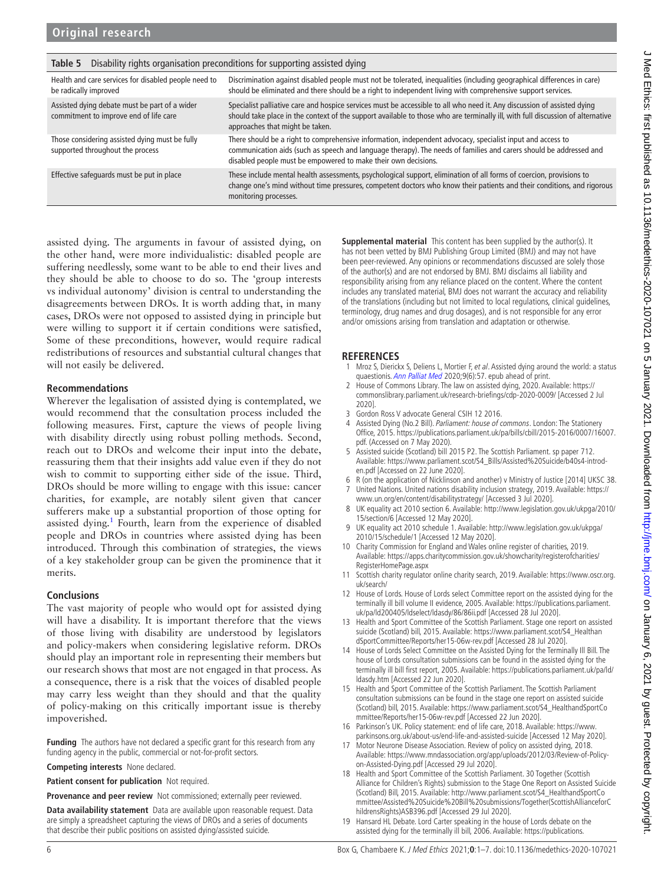**Table 5** Disability rights organisation preconditions for supporting assisted dying

| | |
|---|---|
| Health and care services for disabled people need to be radically improved | Discrimination against disabled people must not be tolerated, inequalities (including geographical differences in care) should be eliminated and there should be a right to independent living with comprehensive support services. |
| Assisted dying debate must be part of a wider commitment to improve end of life care | Specialist palliative care and hospice services must be accessible to all who need it. Any discussion of assisted dying should take place in the context of the support available to those who are terminally ill, with full discussion of alternative approaches that might be taken. |
| Those considering assisted dying must be fully supported throughout the process | There should be a right to comprehensive information, independent advocacy, specialist input and access to communication aids (such as speech and language therapy). The needs of families and carers should be addressed and disabled people must be empowered to make their own decisions. |
| Effective safeguards must be put in place | These include mental health assessments, psychological support, elimination of all forms of coercion, provisions to change one's mind without time pressures, competent doctors who know their patients and their conditions, and rigorous monitoring processes. |

assisted dying. The arguments in favour of assisted dying, on the other hand, were more individualistic: disabled people are suffering needlessly, some want to be able to end their lives and they should be able to choose to do so. The 'group interests vs individual autonomy' division is central to understanding the disagreements between DROs. It is worth adding that, in many cases, DROs were not opposed to assisted dying in principle but were willing to support it if certain conditions were satisfied, Some of these preconditions, however, would require radical redistributions of resources and substantial cultural changes that will not easily be delivered.

## Recommendations

Wherever the legalisation of assisted dying is contemplated, we would recommend that the consultation process included the following measures. First, capture the views of people living with disability directly using robust polling methods. Second, reach out to DROs and welcome their input into the debate, reassuring them that their insights add value even if they do not wish to commit to supporting either side of the issue. Third, DROs should be more willing to engage with this issue: cancer charities, for example, are notably silent given that cancer sufferers make up a substantial proportion of those opting for assisted dying.[1] Fourth, learn from the experience of disabled people and DROs in countries where assisted dying has been introduced. Through this combination of strategies, the views of a key stakeholder group can be given the prominence that it merits.

## Conclusions

The vast majority of people who would opt for assisted dying will have a disability. It is important therefore that the views of those living with disability are understood by legislators and policy-makers when considering legislative reform. DROs should play an important role in representing their members but our research shows that most are not engaged in that process. As a consequence, there is a risk that the voices of disabled people may carry less weight than they should and that the quality of policy-making on this critically important issue is thereby impoverished.

**Funding** The authors have not declared a specific grant for this research from any funding agency in the public, commercial or not-for-profit sectors.

**Competing interests** None declared.

**Patient consent for publication** Not required.

**Provenance and peer review** Not commissioned; externally peer reviewed.

**Data availability statement** Data are available upon reasonable request. Data are simply a spreadsheet capturing the views of DROs and a series of documents that describe their public positions on assisted dying/assisted suicide.

**Supplemental material** This content has been supplied by the author(s). It has not been vetted by BMJ Publishing Group Limited (BMJ) and may not have been peer-reviewed. Any opinions or recommendations discussed are solely those of the author(s) and are not endorsed by BMJ. BMJ disclaims all liability and responsibility arising from any reliance placed on the content. Where the content includes any translated material, BMJ does not warrant the accuracy and reliability of the translations (including but not limited to local regulations, clinical guidelines, terminology, drug names and drug dosages), and is not responsible for any error and/or omissions arising from translation and adaptation or otherwise.

## REFERENCES

1. Mroz S, Dierickx S, Deliens L, Mortier F, *et al*. Assisted dying around the world: a status quaestionis. *Ann Palliat Med* 2020;9(6):57. epub ahead of print.
2. House of Commons Library. The law on assisted dying, 2020. Available: https://commonslibrary.parliament.uk/research-briefings/cdp-2020-0009/ [Accessed 2 Jul 2020].
3. Gordon Ross V advocate General CSIH 12 2016.
4. Assisted Dying (No.2 Bill). *Parliament: house of commons*. London: The Stationery Office, 2015. https://publications.parliament.uk/pa/bills/cbill/2015-2016/0007/16007.pdf. (Accessed on 7 May 2020).
5. Assisted suicide (Scotland) bill 2015 P2. The Scottish Parliament. sp paper 712. Available: https://www.parliament.scot/S4_Bills/Assisted%20Suicide/b40s4-introd-en.pdf [Accessed on 22 June 2020].
6. R (on the application of Nicklinson and another) v Ministry of Justice [2014] UKSC 38.
7. United Nations. United nations disability inclusion strategy, 2019. Available: https://www.un.org/en/content/disabilitystrategy/ [Accessed 3 Jul 2020].
8. UK equality act 2010 section 6. Available: http://www.legislation.gov.uk/ukpga/2010/15/section/6 [Accessed 12 May 2020].
9. UK equality act 2010 schedule 1. Available: http://www.legislation.gov.uk/ukpga/2010/15/schedule/1 [Accessed 12 May 2020].
10. Charity Commission for England and Wales online register of charities, 2019. Available: https://apps.charitycommission.gov.uk/showcharity/registerofcharities/RegisterHomePage.aspx
11. Scottish charity regulator online charity search, 2019. Available: https://www.oscr.org.uk/search/
12. House of Lords. House of Lords select Committee report on the assisted dying for the terminally ill bill volume II evidence, 2005. Available: https://publications.parliament.uk/pa/ld200405/ldselect/ldasdy/86/86ii.pdf [Accessed 28 Jul 2020].
13. Health and Sport Committee of the Scottish Parliament. Stage one report on assisted suicide (Scotland) bill, 2015. Available: https://www.parliament.scot/S4_HealthandSportCommittee/Reports/her15-06w-rev.pdf [Accessed 28 Jul 2020].
14. House of Lords Select Committee on the Assisted Dying for the Terminally Ill Bill. The house of Lords consultation submissions can be found in the assisted dying for the terminally ill bill first report, 2005. Available: https://publications.parliament.uk/pa/ld/ldasdy.htm [Accessed 22 Jun 2020].
15. Health and Sport Committee of the Scottish Parliament. The Scottish Parliament consultation submissions can be found in the stage one report on assisted suicide (Scotland) bill, 2015. Available: https://www.parliament.scot/S4_HealthandSportCommittee/Reports/her15-06w-rev.pdf [Accessed 22 Jun 2020].
16. Parkinson's UK. Policy statement: end of life care, 2018. Available: https://www.parkinsons.org.uk/about-us/end-life-and-assisted-suicide [Accessed 12 May 2020].
17. Motor Neurone Disease Association. Review of policy on assisted dying, 2018. Available: https://www.mndassociation.org/app/uploads/2012/03/Review-of-Policy-on-Assisted-Dying.pdf [Accessed 29 Jul 2020].
18. Health and Sport Committee of the Scottish Parliament. 30 Together (Scottish Alliance for Children's Rights) submission to the Stage One Report on Assisted Suicide (Scotland) Bill, 2015. Available: http://www.parliament.scot/S4_HealthandSportCommittee/Assisted%20Suicide%20Bill%20submissions/Together(ScottishAllianceforChildrensRights)ASB396.pdf [Accessed 29 Jul 2020].
19. Hansard HL Debate. Lord Carter speaking in the house of Lords debate on the assisted dying for the terminally ill bill, 2006. Available: https://publications.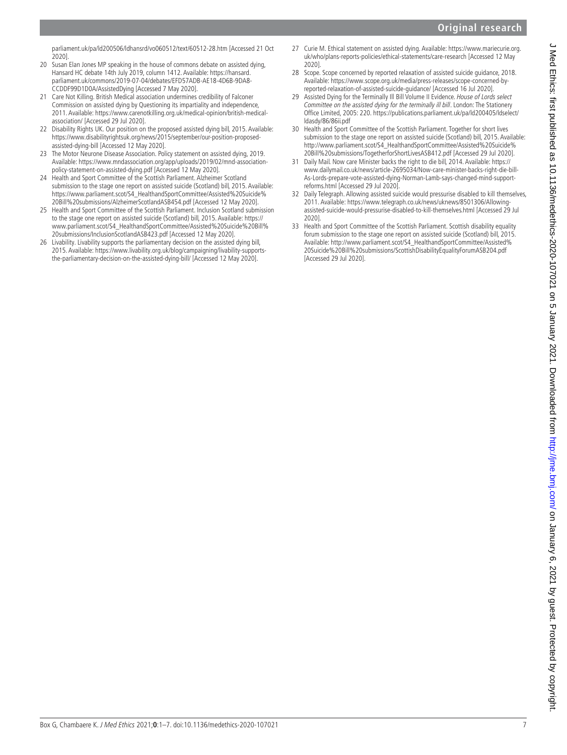parliament.uk/pa/ld200506/ldhansrd/vo060512/text/60512-28.htm [Accessed 21 Oct 2020].

20 Susan Elan Jones MP speaking in the house of commons debate on assisted dying, Hansard HC debate 14th July 2019, column 1412. Available: https://hansard.parliament.uk/commons/2019-07-04/debates/EFD57ADB-AE18-4D6B-9DA8-CCDDF99D1D0A/AssistedDying [Accessed 7 May 2020].

21 Care Not Killing. British Medical association undermines credibility of Falconer Commission on assisted dying by Questioning its impartiality and independence, 2011. Available: https://www.carenotkilling.org.uk/medical-opinion/british-medical-association/ [Accessed 29 Jul 2020].

22 Disability Rights UK. Our position on the proposed assisted dying bill, 2015. Available: https://www.disabilityrightsuk.org/news/2015/september/our-position-proposed-assisted-dying-bill [Accessed 12 May 2020].

23 The Motor Neurone Disease Association. Policy statement on assisted dying, 2019. Available: https://www.mndassociation.org/app/uploads/2019/02/mnd-association-policy-statement-on-assisted-dying.pdf [Accessed 12 May 2020].

24 Health and Sport Committee of the Scottish Parliament. Alzheimer Scotland submission to the stage one report on assisted suicide (Scotland) bill, 2015. Available: https://www.parliament.scot/S4_HealthandSportCommittee/Assisted%20Suicide%20Bill%20submissions/AlzheimerScotlandASB454.pdf [Accessed 12 May 2020].

25 Health and Sport Committee of the Scottish Parliament. Inclusion Scotland submission to the stage one report on assisted suicide (Scotland) bill, 2015. Available: https://www.parliament.scot/S4_HealthandSportCommittee/Assisted%20Suicide%20Bill%20submissions/InclusionScotlandASB423.pdf [Accessed 12 May 2020].

26 Livability. Livability supports the parliamentary decision on the assisted dying bill, 2015. Available: https://www.livability.org.uk/blog/campaigning/livability-supports-the-parliamentary-decision-on-the-assisted-dying-bill/ [Accessed 12 May 2020].

27 Curie M. Ethical statement on assisted dying. Available: https://www.mariecurie.org.uk/who/plans-reports-policies/ethical-statements/care-research [Accessed 12 May 2020].

28 Scope. Scope concerned by reported relaxation of assisted suicide guidance, 2018. Available: https://www.scope.org.uk/media/press-releases/scope-concerned-by-reported-relaxation-of-assisted-suicide-guidance/ [Accessed 16 Jul 2020].

29 Assisted Dying for the Terminally Ill Bill Volume II Evidence. *House of Lords select Committee on the assisted dying for the terminally ill bill*. London: The Stationery Office Limited, 2005: 220. https://publications.parliament.uk/pa/ld200405/ldselect/ldasdy/86/86ii.pdf

30 Health and Sport Committee of the Scottish Parliament. Together for short lives submission to the stage one report on assisted suicide (Scotland) bill, 2015. Available: http://www.parliament.scot/S4_HealthandSportCommittee/Assisted%20Suicide%20Bill%20submissions/TogetherforShortLivesASB412.pdf [Accessed 29 Jul 2020].

31 Daily Mail. Now care Minister backs the right to die bill, 2014. Available: https://www.dailymail.co.uk/news/article-2695034/Now-care-minister-backs-right-die-bill-As-Lords-prepare-vote-assisted-dying-Norman-Lamb-says-changed-mind-support-reforms.html [Accessed 29 Jul 2020].

32 Daily Telegraph. Allowing assisted suicide would pressurise disabled to kill themselves, 2011. Available: https://www.telegraph.co.uk/news/uknews/8501306/Allowing-assisted-suicide-would-pressurise-disabled-to-kill-themselves.html [Accessed 29 Jul 2020].

33 Health and Sport Committee of the Scottish Parliament. Scottish disability equality forum submission to the stage one report on assisted suicide (Scotland) bill, 2015. Available: http://www.parliament.scot/S4_HealthandSportCommittee/Assisted%20Suicide%20Bill%20submissions/ScottishDisabilityEqualityForumASB204.pdf [Accessed 29 Jul 2020].